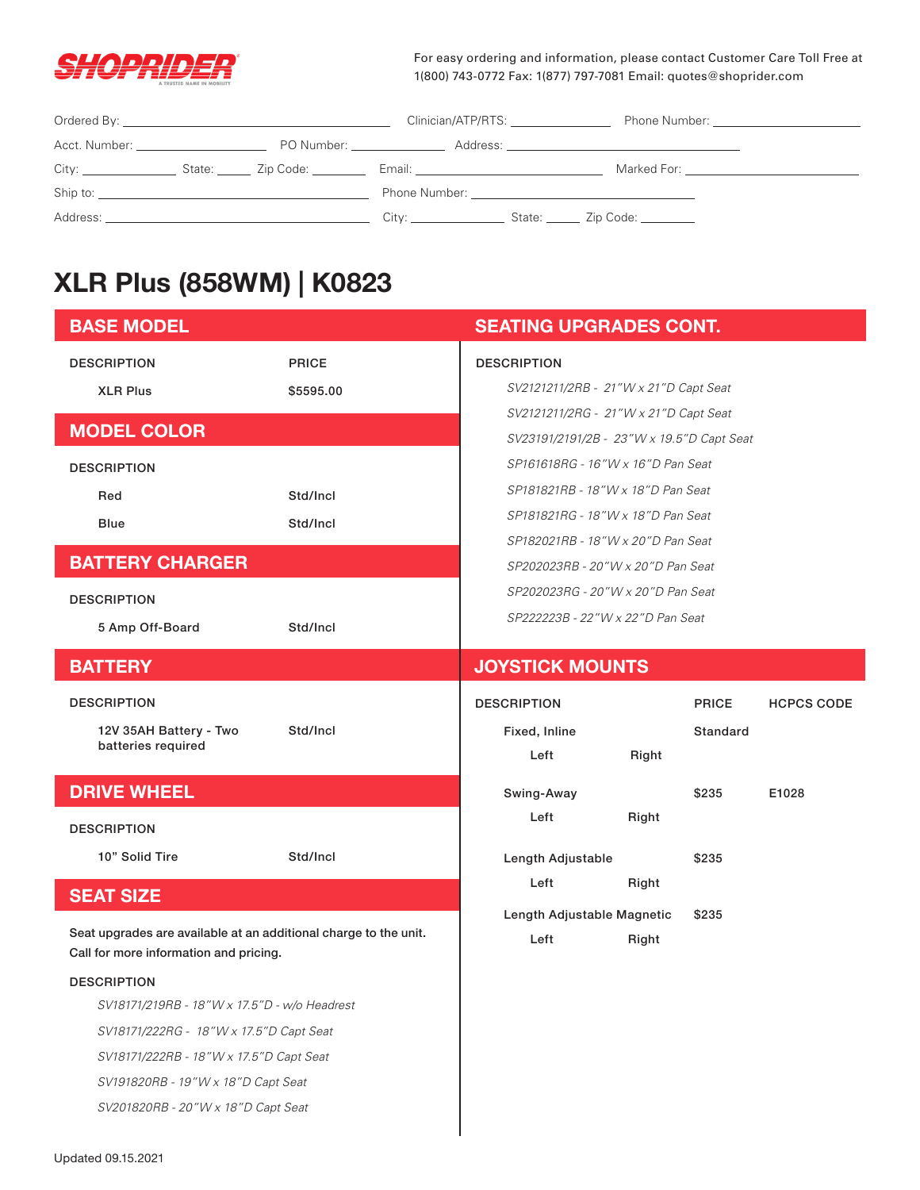SHOPRIDER — A TRUSTED NAME IN MOBILITY

For easy ordering and information, please contact Customer Care Toll Free at 1(800) 743-0772 Fax: 1(877) 797-7081 Email: quotes@shoprider.com

Ordered By: ____________________ Clinician/ATP/RTS: ____________ Phone Number: ____________

Acct. Number: ____________ PO Number: ____________ Address: ____________________

City: ____________ State: ______ Zip Code: ________ Email: ____________________ Marked For: ____________________

Ship to: ____________________ Phone Number: ____________________

Address: ____________________ City: ____________ State: ______ Zip Code: ________

# XLR Plus (858WM) | K0823

## BASE MODEL

| DESCRIPTION | PRICE |
|---|---|
| XLR Plus | $5595.00 |

## MODEL COLOR

| DESCRIPTION | |
|---|---|
| Red | Std/Incl |
| Blue | Std/Incl |

## BATTERY CHARGER

| DESCRIPTION | |
|---|---|
| 5 Amp Off-Board | Std/Incl |

## BATTERY

| DESCRIPTION | |
|---|---|
| 12V 35AH Battery - Two batteries required | Std/Incl |

## DRIVE WHEEL

| DESCRIPTION | |
|---|---|
| 10" Solid Tire | Std/Incl |

## SEAT SIZE

Seat upgrades are available at an additional charge to the unit. Call for more information and pricing.

DESCRIPTION

*SV18171/219RB - 18"W x 17.5"D - w/o Headrest*

*SV18171/222RG - 18"W x 17.5"D Capt Seat*

*SV18171/222RB - 18"W x 17.5"D Capt Seat*

*SV191820RB - 19"W x 18"D Capt Seat*

*SV201820RB - 20"W x 18"D Capt Seat*

## SEATING UPGRADES CONT.

DESCRIPTION

*SV2121211/2RB - 21"W x 21"D Capt Seat*

*SV2121211/2RG - 21"W x 21"D Capt Seat*

*SV23191/2191/2B - 23"W x 19.5"D Capt Seat*

*SP161618RG - 16"W x 16"D Pan Seat*

*SP181821RB - 18"W x 18"D Pan Seat*

*SP181821RG - 18"W x 18"D Pan Seat*

*SP182021RB - 18"W x 20"D Pan Seat*

*SP202023RB - 20"W x 20"D Pan Seat*

*SP202023RG - 20"W x 20"D Pan Seat*

*SP222223B - 22"W x 22"D Pan Seat*

## JOYSTICK MOUNTS

| DESCRIPTION | | PRICE | HCPCS CODE |
|---|---|---|---|
| Fixed, Inline | | Standard | |
| Left | Right | | |
| Swing-Away | | $235 | E1028 |
| Left | Right | | |
| Length Adjustable | | $235 | |
| Left | Right | | |
| Length Adjustable Magnetic | | $235 | |
| Left | Right | | |

Updated 09.15.2021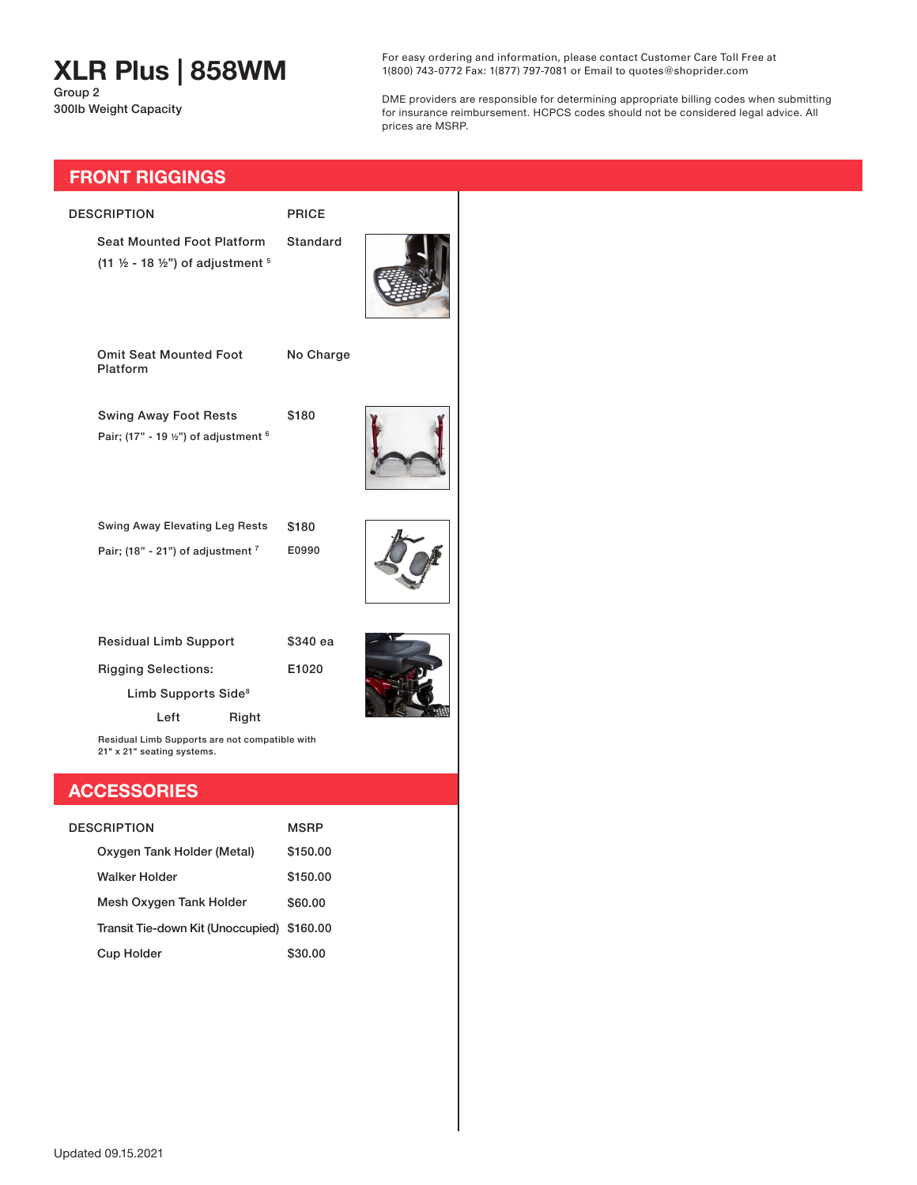# XLR Plus | 858WM

Group 2

300lb Weight Capacity

For easy ordering and information, please contact Customer Care Toll Free at 1(800) 743-0772 Fax: 1(877) 797-7081 or Email to quotes@shoprider.com

DME providers are responsible for determining appropriate billing codes when submitting for insurance reimbursement. HCPCS codes should not be considered legal advice. All prices are MSRP.

## FRONT RIGGINGS

| DESCRIPTION | PRICE |
|---|---|
| Seat Mounted Foot Platform (11 ½ - 18 ½") of adjustment [5] | Standard |
| Omit Seat Mounted Foot Platform | No Charge |
| Swing Away Foot Rests Pair; (17" - 19 ½") of adjustment [6] | $180 |
| Swing Away Elevating Leg Rests Pair; (18" - 21") of adjustment [7] | $180 E0990 |
| Residual Limb Support Rigging Selections: Limb Supports Side[8] Left Right | $340 ea E1020 |

Residual Limb Supports are not compatible with 21" x 21" seating systems.

## ACCESSORIES

| DESCRIPTION | MSRP |
|---|---|
| Oxygen Tank Holder (Metal) | $150.00 |
| Walker Holder | $150.00 |
| Mesh Oxygen Tank Holder | $60.00 |
| Transit Tie-down Kit (Unoccupied) | $160.00 |
| Cup Holder | $30.00 |

Updated 09.15.2021